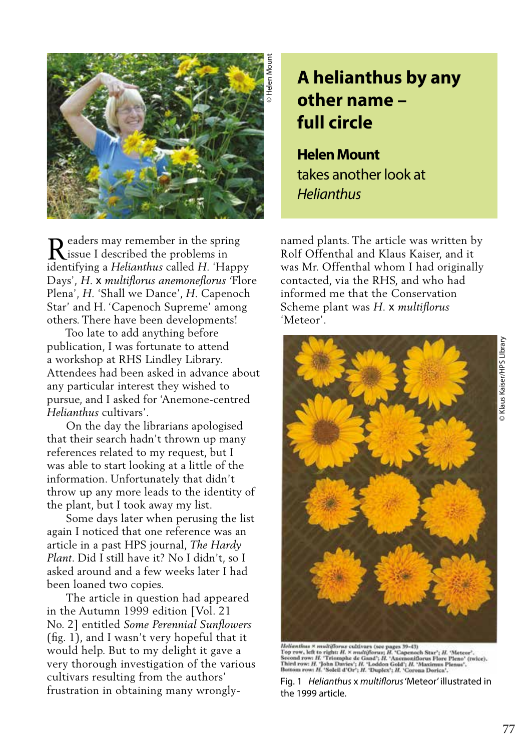# A helianthus by any other name – full circle

**Helen Mount** takes another look at *Helianthus*

Readers may remember in the spring issue I described the problems in identifying a *Helianthus* called *H.* 'Happy Days', *H.* x *multiflorus anemoneflorus* 'Flore Plena', *H.* 'Shall we Dance', *H.* Capenoch Star' and H. 'Capenoch Supreme' among others. There have been developments!

Too late to add anything before publication, I was fortunate to attend a workshop at RHS Lindley Library. Attendees had been asked in advance about any particular interest they wished to pursue, and I asked for 'Anemone-centred *Helianthus* cultivars'.

On the day the librarians apologised that their search hadn't thrown up many references related to my request, but I was able to start looking at a little of the information. Unfortunately that didn't throw up any more leads to the identity of the plant, but I took away my list.

Some days later when perusing the list again I noticed that one reference was an article in a past HPS journal, *The Hardy Plant*. Did I still have it? No I didn't, so I asked around and a few weeks later I had been loaned two copies.

The article in question had appeared in the Autumn 1999 edition [Vol. 21 No. 2] entitled *Some Perennial Sunflowers* (fig. 1), and I wasn't very hopeful that it would help. But to my delight it gave a very thorough investigation of the various cultivars resulting from the authors' frustration in obtaining many wrongly-named plants. The article was written by Rolf Offenthal and Klaus Kaiser, and it was Mr. Offenthal whom I had originally contacted, via the RHS, and who had informed me that the Conservation Scheme plant was *H.* x *multiflorus* 'Meteor'.

*Helianthus* x *multiflorus* cultivars (see pages 39–43)
Top row, left to right: *H.* x *multiflorus*; *H.* 'Capenoch Star'; *H.* 'Meteor'.
Second row: *H.* 'Triomphe de Gand'; *H.* 'Anemoniflorus Flore Pleno' (twice).
Third row: *H.* 'John Davies'; *H.* 'Loddon Gold'; *H.* 'Maximus Plenus'.
Bottom row: *H.* 'Soleil d'Or'; *H.* 'Duplex'; *H.* 'Corona Dorica'.

Fig. 1 *Helianthus* x *multiflorus* 'Meteor' illustrated in the 1999 article.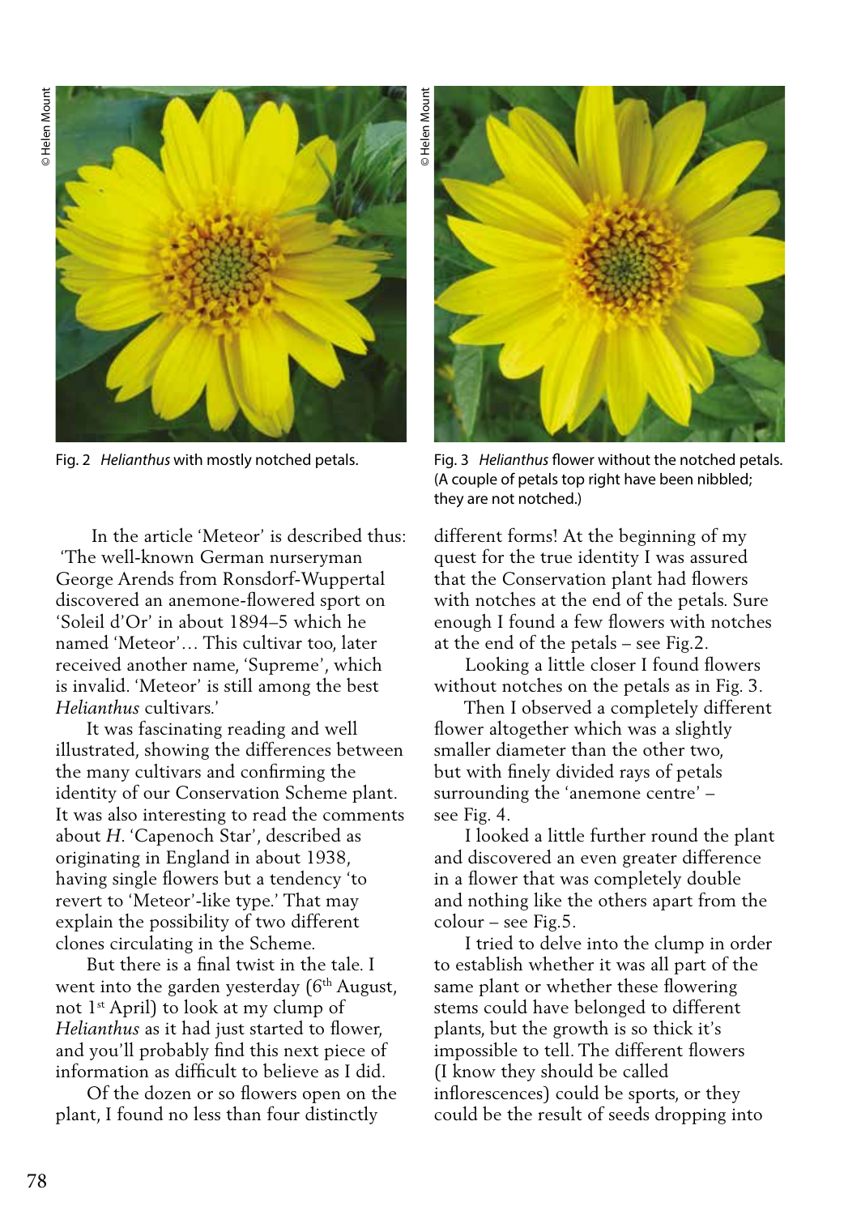Fig. 2 *Helianthus* with mostly notched petals.

Fig. 3 *Helianthus* flower without the notched petals. (A couple of petals top right have been nibbled; they are not notched.)

In the article 'Meteor' is described thus: 'The well-known German nurseryman George Arends from Ronsdorf-Wuppertal discovered an anemone-flowered sport on 'Soleil d'Or' in about 1894–5 which he named 'Meteor'… This cultivar too, later received another name, 'Supreme', which is invalid. 'Meteor' is still among the best *Helianthus* cultivars.'

It was fascinating reading and well illustrated, showing the differences between the many cultivars and confirming the identity of our Conservation Scheme plant. It was also interesting to read the comments about *H*. 'Capenoch Star', described as originating in England in about 1938, having single flowers but a tendency 'to revert to 'Meteor'-like type.' That may explain the possibility of two different clones circulating in the Scheme.

But there is a final twist in the tale. I went into the garden yesterday (6th August, not 1st April) to look at my clump of *Helianthus* as it had just started to flower, and you'll probably find this next piece of information as difficult to believe as I did.

Of the dozen or so flowers open on the plant, I found no less than four distinctly different forms! At the beginning of my quest for the true identity I was assured that the Conservation plant had flowers with notches at the end of the petals. Sure enough I found a few flowers with notches at the end of the petals – see Fig.2.

Looking a little closer I found flowers without notches on the petals as in Fig. 3.

Then I observed a completely different flower altogether which was a slightly smaller diameter than the other two, but with finely divided rays of petals surrounding the 'anemone centre' – see Fig. 4.

I looked a little further round the plant and discovered an even greater difference in a flower that was completely double and nothing like the others apart from the colour – see Fig.5.

I tried to delve into the clump in order to establish whether it was all part of the same plant or whether these flowering stems could have belonged to different plants, but the growth is so thick it's impossible to tell. The different flowers (I know they should be called inflorescences) could be sports, or they could be the result of seeds dropping into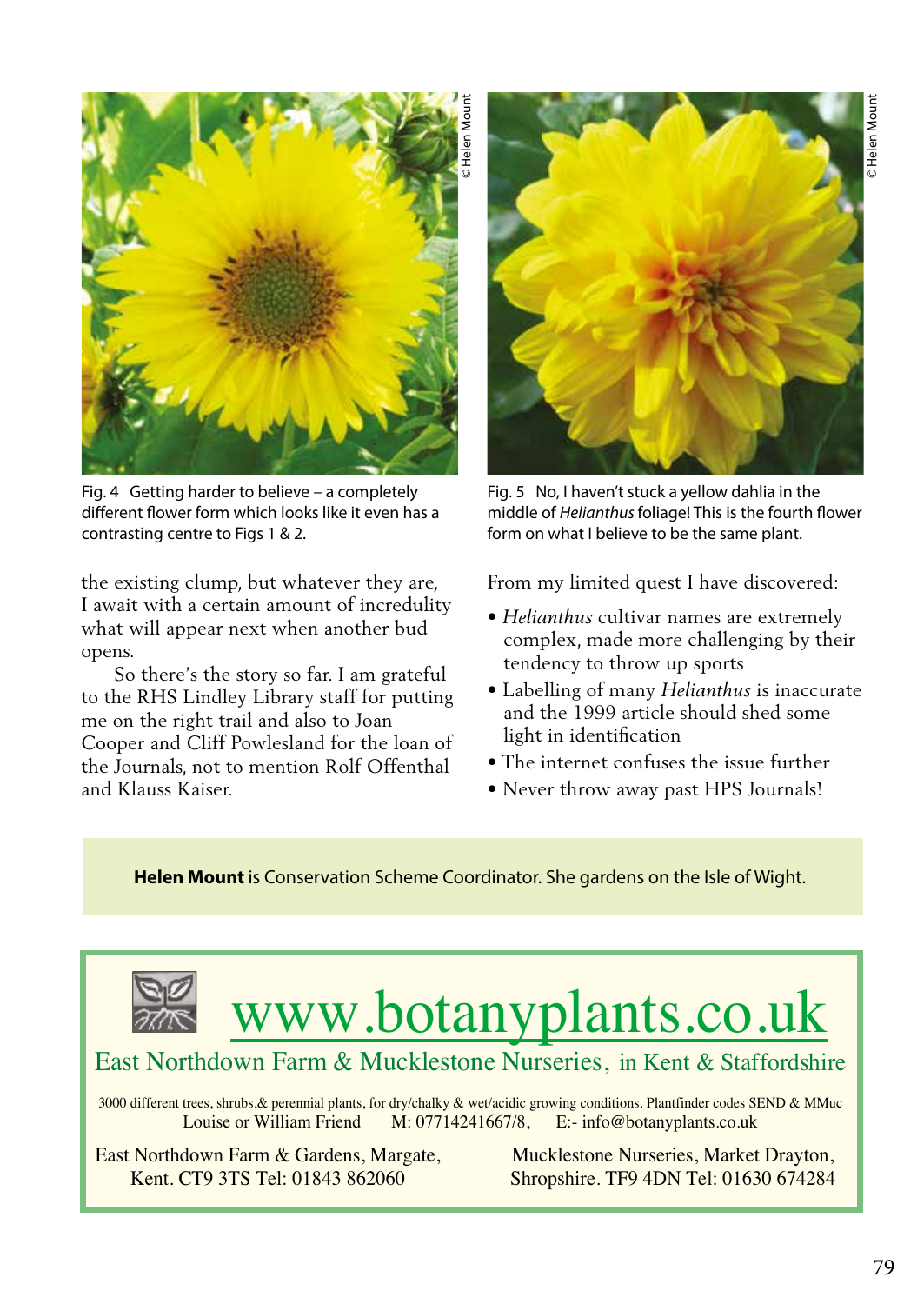© Helen Mount

Fig. 4 Getting harder to believe – a completely different flower form which looks like it even has a contrasting centre to Figs 1 & 2.

© Helen Mount

Fig. 5 No, I haven't stuck a yellow dahlia in the middle of *Helianthus* foliage! This is the fourth flower form on what I believe to be the same plant.

the existing clump, but whatever they are, I await with a certain amount of incredulity what will appear next when another bud opens.

So there's the story so far. I am grateful to the RHS Lindley Library staff for putting me on the right trail and also to Joan Cooper and Cliff Powlesland for the loan of the Journals, not to mention Rolf Offenthal and Klauss Kaiser.

From my limited quest I have discovered:

- *Helianthus* cultivar names are extremely complex, made more challenging by their tendency to throw up sports
- Labelling of many *Helianthus* is inaccurate and the 1999 article should shed some light in identification
- The internet confuses the issue further
- Never throw away past HPS Journals!

**Helen Mount** is Conservation Scheme Coordinator. She gardens on the Isle of Wight.

www.botanyplants.co.uk

East Northdown Farm & Mucklestone Nurseries, in Kent & Staffordshire

3000 different trees, shrubs,& perennial plants, for dry/chalky & wet/acidic growing conditions. Plantfinder codes SEND & MMuc
Louise or William Friend M: 07714241667/8, E:- info@botanyplants.co.uk

East Northdown Farm & Gardens, Margate, Kent. CT9 3TS Tel: 01843 862060

Mucklestone Nurseries, Market Drayton, Shropshire. TF9 4DN Tel: 01630 674284